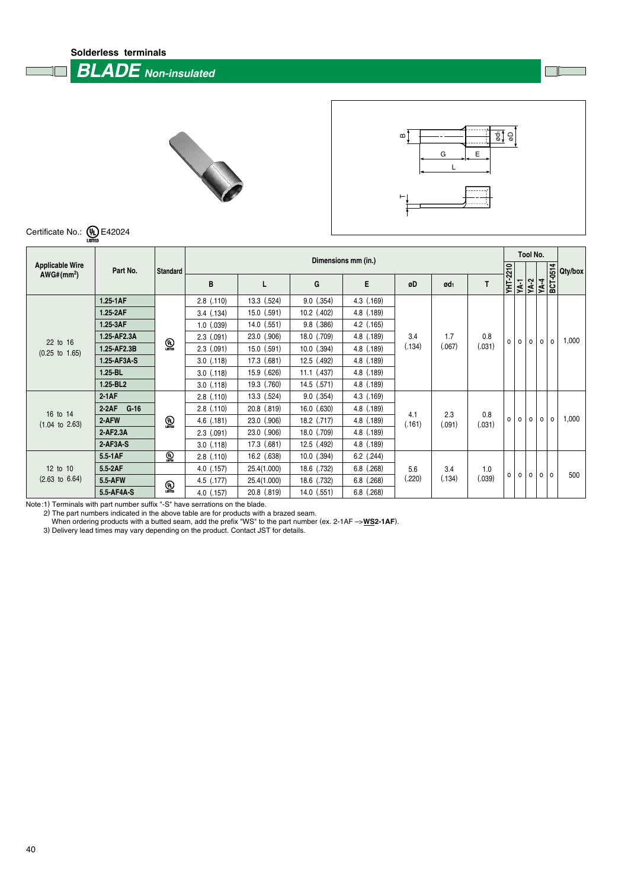Solderless terminals

# BLADE *Non-insulated*

Certificate No.: UL LISTED E42024

| Applicable Wire AWG#(mm²) | Part No. | Standard | Dimensions mm (in.) | | | | | | | Tool No. | | | | | Qty/box |
|---|---|---|---|---|---|---|---|---|---|---|---|---|---|---|---|
| | | | B | L | G | E | øD | ød₁ | T | YHT-2210 | YA-1 | YA-2 | YA-4 | BCT-0514 | |
| 22 to 16 (0.25 to 1.65) | 1.25-1AF | UL LISTED | 2.8 (.110) | 13.3 (.524) | 9.0 (.354) | 4.3 (.169) | 3.4 (.134) | 1.7 (.067) | 0.8 (.031) | o | o | o | o | o | 1,000 |
| | 1.25-2AF | | 3.4 (.134) | 15.0 (.591) | 10.2 (.402) | 4.8 (.189) | | | | | | | | | |
| | 1.25-3AF | | 1.0 (.039) | 14.0 (.551) | 9.8 (.386) | 4.2 (.165) | | | | | | | | | |
| | 1.25-AF2.3A | | 2.3 (.091) | 23.0 (.906) | 18.0 (.709) | 4.8 (.189) | | | | | | | | | |
| | 1.25-AF2.3B | | 2.3 (.091) | 15.0 (.591) | 10.0 (.394) | 4.8 (.189) | | | | | | | | | |
| | 1.25-AF3A-S | | 3.0 (.118) | 17.3 (.681) | 12.5 (.492) | 4.8 (.189) | | | | | | | | | |
| | 1.25-BL | | 3.0 (.118) | 15.9 (.626) | 11.1 (.437) | 4.8 (.189) | | | | | | | | | |
| | 1.25-BL2 | | 3.0 (.118) | 19.3 (.760) | 14.5 (.571) | 4.8 (.189) | | | | | | | | | |
| 16 to 14 (1.04 to 2.63) | 2-1AF | UL LISTED | 2.8 (.110) | 13.3 (.524) | 9.0 (.354) | 4.3 (.169) | 4.1 (.161) | 2.3 (.091) | 0.8 (.031) | o | o | o | o | o | 1,000 |
| | 2-2AF G-16 | | 2.8 (.110) | 20.8 (.819) | 16.0 (.630) | 4.8 (.189) | | | | | | | | | |
| | 2-AFW | | 4.6 (.181) | 23.0 (.906) | 18.2 (.717) | 4.8 (.189) | | | | | | | | | |
| | 2-AF2.3A | | 2.3 (.091) | 23.0 (.906) | 18.0 (.709) | 4.8 (.189) | | | | | | | | | |
| | 2-AF3A-S | | 3.0 (.118) | 17.3 (.681) | 12.5 (.492) | 4.8 (.189) | | | | | | | | | |
| 12 to 10 (2.63 to 6.64) | 5.5-1AF | UL LISTED | 2.8 (.110) | 16.2 (.638) | 10.0 (.394) | 6.2 (.244) | 5.6 (.220) | 3.4 (.134) | 1.0 (.039) | o | o | o | o | o | 500 |
| | 5.5-2AF | | 4.0 (.157) | 25.4(1.000) | 18.6 (.732) | 6.8 (.268) | | | | | | | | | |
| | 5.5-AFW | UL LISTED | 4.5 (.177) | 25.4(1.000) | 18.6 (.732) | 6.8 (.268) | | | | | | | | | |
| | 5.5-AF4A-S | | 4.0 (.157) | 20.8 (.819) | 14.0 (.551) | 6.8 (.268) | | | | | | | | | |

Note: 1) Terminals with part number suffix "-S" have serrations on the blade.
2) The part numbers indicated in the above table are for products with a brazed seam.
When ordering products with a butted seam, add the prefix "WS" to the part number (ex. 2-1AF –>**WS2-1AF**).
3) Delivery lead times may vary depending on the product. Contact JST for details.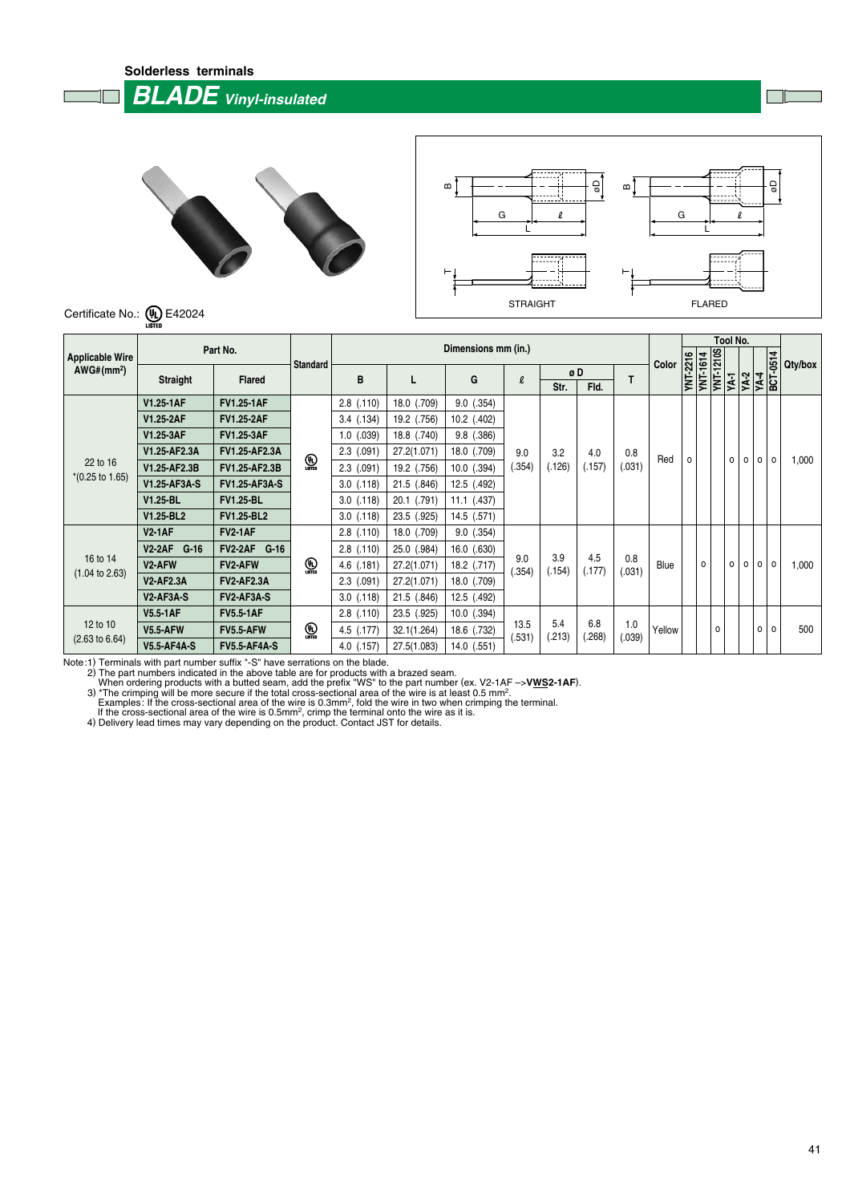Solderless terminals

# BLADE *Vinyl-insulated*

Certificate No.: UL LISTED E42024

| Applicable Wire AWG#(mm²) | Part No. | | Standard | Dimensions mm (in.) | | | | | | | Color | Tool No. | | | | | | | Qty/box |
|---|---|---|---|---|---|---|---|---|---|---|---|---|---|---|---|---|---|---|---|
| | Straight | Flared | | B | L | G | ℓ | øD Str. | øD Fld. | T | | YNT-2216 | YNT-1614 | YNT-1210S | YA-1 | YA-2 | YA-4 | BCT-0514 | |
| 22 to 16 *(0.25 to 1.65) | V1.25-1AF | FV1.25-1AF | UL LISTED | 2.8 (.110) | 18.0 (.709) | 9.0 (.354) | 9.0 (.354) | 3.2 (.126) | 4.0 (.157) | 0.8 (.031) | Red | o | | | o | o | o | o | 1,000 |
| | V1.25-2AF | FV1.25-2AF | | 3.4 (.134) | 19.2 (.756) | 10.2 (.402) | | | | | | | | | | | | | |
| | V1.25-3AF | FV1.25-3AF | | 1.0 (.039) | 18.8 (.740) | 9.8 (.386) | | | | | | | | | | | | | |
| | V1.25-AF2.3A | FV1.25-AF2.3A | | 2.3 (.091) | 27.2(1.071) | 18.0 (.709) | | | | | | | | | | | | | |
| | V1.25-AF2.3B | FV1.25-AF2.3B | | 2.3 (.091) | 19.2 (.756) | 10.0 (.394) | | | | | | | | | | | | | |
| | V1.25-AF3A-S | FV1.25-AF3A-S | | 3.0 (.118) | 21.5 (.846) | 12.5 (.492) | | | | | | | | | | | | | |
| | V1.25-BL | FV1.25-BL | | 3.0 (.118) | 20.1 (.791) | 11.1 (.437) | | | | | | | | | | | | | |
| | V1.25-BL2 | FV1.25-BL2 | | 3.0 (.118) | 23.5 (.925) | 14.5 (.571) | | | | | | | | | | | | | |
| 16 to 14 (1.04 to 2.63) | V2-1AF | FV2-1AF | UL LISTED | 2.8 (.110) | 18.0 (.709) | 9.0 (.354) | 9.0 (.354) | 3.9 (.154) | 4.5 (.177) | 0.8 (.031) | Blue | | o | | o | o | o | o | 1,000 |
| | V2-2AF G-16 | FV2-2AF G-16 | | 2.8 (.110) | 25.0 (.984) | 16.0 (.630) | | | | | | | | | | | | | |
| | V2-AFW | FV2-AFW | | 4.6 (.181) | 27.2(1.071) | 18.2 (.717) | | | | | | | | | | | | | |
| | V2-AF2.3A | FV2-AF2.3A | | 2.3 (.091) | 27.2(1.071) | 18.0 (.709) | | | | | | | | | | | | | |
| | V2-AF3A-S | FV2-AF3A-S | | 3.0 (.118) | 21.5 (.846) | 12.5 (.492) | | | | | | | | | | | | | |
| 12 to 10 (2.63 to 6.64) | V5.5-1AF | FV5.5-1AF | UL LISTED | 2.8 (.110) | 23.5 (.925) | 10.0 (.394) | 13.5 (.531) | 5.4 (.213) | 6.8 (.268) | 1.0 (.039) | Yellow | | | o | | | o | o | 500 |
| | V5.5-AFW | FV5.5-AFW | | 4.5 (.177) | 32.1(1.264) | 18.6 (.732) | | | | | | | | | | | | | |
| | V5.5-AF4A-S | FV5.5-AF4A-S | | 4.0 (.157) | 27.5(1.083) | 14.0 (.551) | | | | | | | | | | | | | |

Note:1) Terminals with part number suffix "-S" have serrations on the blade.
2) The part numbers indicated in the above table are for products with a brazed seam.
When ordering products with a butted seam, add the prefix "WS" to the part number (ex. V2-1AF –>**VWS2-1AF**).
3) *The crimping will be more secure if the total cross-sectional area of the wire is at least 0.5 mm².
Examples: If the cross-sectional area of the wire is 0.3mm², fold the wire in two when crimping the terminal.
If the cross-sectional area of the wire is 0.5mm², crimp the terminal onto the wire as it is.
4) Delivery lead times may vary depending on the product. Contact JST for details.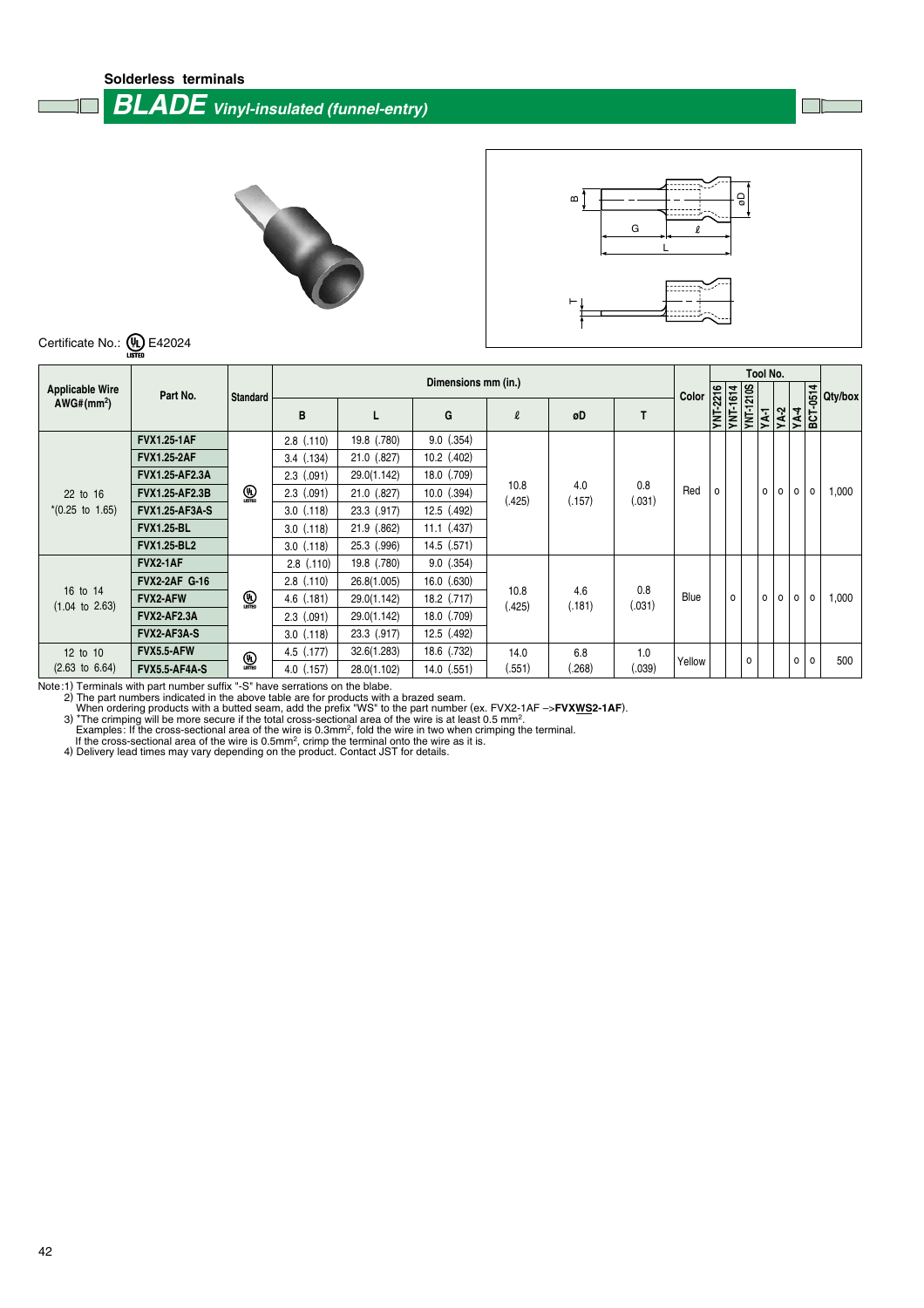Solderless terminals

# BLADE *Vinyl-insulated (funnel-entry)*

Certificate No.: UL LISTED E42024

| Applicable Wire AWG# ($mm^2$) | Part No. | Standard | Dimensions mm (in.) | | | | | | Color | Tool No. | | | | | | | Qty/box |
|---|---|---|---|---|---|---|---|---|---|---|---|---|---|---|---|---|---|
| | | | B | L | G | ℓ | øD | T | | YNT-2216 | YNT-1614 | YNT-1210S | YA-1 | YA-2 | YA-4 | BCT-0514 | |
| 22 to 16 *(0.25 to 1.65) | FVX1.25-1AF | UL LISTED | 2.8 (.110) | 19.8 (.780) | 9.0 (.354) | 10.8 (.425) | 4.0 (.157) | 0.8 (.031) | Red | o | | | o | o | o | o | 1,000 |
| | FVX1.25-2AF | | 3.4 (.134) | 21.0 (.827) | 10.2 (.402) | | | | | | | | | | | | |
| | FVX1.25-AF2.3A | | 2.3 (.091) | 29.0(1.142) | 18.0 (.709) | | | | | | | | | | | | |
| | FVX1.25-AF2.3B | | 2.3 (.091) | 21.0 (.827) | 10.0 (.394) | | | | | | | | | | | | |
| | FVX1.25-AF3A-S | | 3.0 (.118) | 23.3 (.917) | 12.5 (.492) | | | | | | | | | | | | |
| | FVX1.25-BL | | 3.0 (.118) | 21.9 (.862) | 11.1 (.437) | | | | | | | | | | | | |
| | FVX1.25-BL2 | | 3.0 (.118) | 25.3 (.996) | 14.5 (.571) | | | | | | | | | | | | |
| 16 to 14 (1.04 to 2.63) | FVX2-1AF | UL LISTED | 2.8 (.110) | 19.8 (.780) | 9.0 (.354) | 10.8 (.425) | 4.6 (.181) | 0.8 (.031) | Blue | | o | | o | o | o | o | 1,000 |
| | FVX2-2AF G-16 | | 2.8 (.110) | 26.8(1.005) | 16.0 (.630) | | | | | | | | | | | | |
| | FVX2-AFW | | 4.6 (.181) | 29.0(1.142) | 18.2 (.717) | | | | | | | | | | | | |
| | FVX2-AF2.3A | | 2.3 (.091) | 29.0(1.142) | 18.0 (.709) | | | | | | | | | | | | |
| | FVX2-AF3A-S | | 3.0 (.118) | 23.3 (.917) | 12.5 (.492) | | | | | | | | | | | | |
| 12 to 10 (2.63 to 6.64) | FVX5.5-AFW | UL LISTED | 4.5 (.177) | 32.6(1.283) | 18.6 (.732) | 14.0 (.551) | 6.8 (.268) | 1.0 (.039) | Yellow | | | o | | | o | o | 500 |
| | FVX5.5-AF4A-S | | 4.0 (.157) | 28.0(1.102) | 14.0 (.551) | | | | | | | | | | | | |

Note:1) Terminals with part number suffix "-S" have serrations on the blabe.
2) The part numbers indicated in the above table are for products with a brazed seam.
When ordering products with a butted seam, add the prefix "WS" to the part number (ex. FVX2-1AF –>**FVXWS2-1AF**).
3) *The crimping will be more secure if the total cross-sectional area of the wire is at least 0.5 $mm^2$.
Examples: If the cross-sectional area of the wire is 0.3$mm^2$, fold the wire in two when crimping the terminal.
If the cross-sectional area of the wire is 0.5$mm^2$, crimp the terminal onto the wire as it is.
4) Delivery lead times may vary depending on the product. Contact JST for details.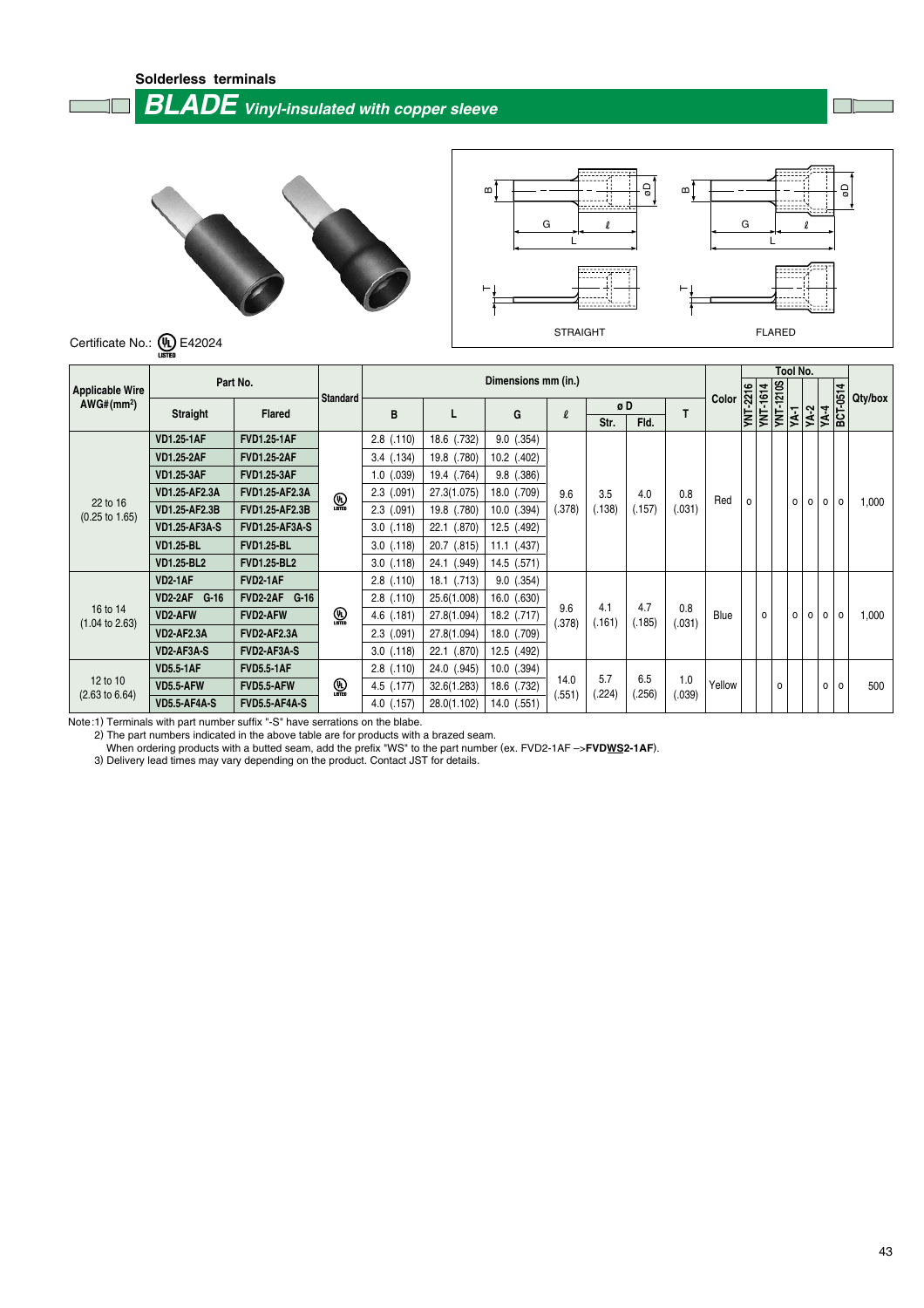Solderless terminals

# BLADE *Vinyl-insulated with copper sleeve*

B
øD
G
ℓ
L
T
STRAIGHT

B
øD
G
ℓ
L
T
FLARED

Certificate No.: UL E42024

| Applicable Wire AWG#($mm^2$) | Part No. | | Standard | Dimensions mm (in.) | | | | | | | Color | Tool No. | | | | | | | Qty/box |
|---|---|---|---|---|---|---|---|---|---|---|---|---|---|---|---|---|---|---|---|
| | Straight | Flared | | B | L | G | ℓ | øD Str. | øD Fld. | T | | YNT-2216 | YNT-1614 | YNT-1210S | YA-1 | YA-2 | YA-4 | BCT-0514 | |
| 22 to 16 (0.25 to 1.65) | VD1.25-1AF | FVD1.25-1AF | UL | 2.8 (.110) | 18.6 (.732) | 9.0 (.354) | 9.6 (.378) | 3.5 (.138) | 4.0 (.157) | 0.8 (.031) | Red | o | | | o | o | o | o | 1,000 |
| | VD1.25-2AF | FVD1.25-2AF | | 3.4 (.134) | 19.8 (.780) | 10.2 (.402) | | | | | | | | | | | | | |
| | VD1.25-3AF | FVD1.25-3AF | | 1.0 (.039) | 19.4 (.764) | 9.8 (.386) | | | | | | | | | | | | | |
| | VD1.25-AF2.3A | FVD1.25-AF2.3A | | 2.3 (.091) | 27.3(1.075) | 18.0 (.709) | | | | | | | | | | | | | |
| | VD1.25-AF2.3B | FVD1.25-AF2.3B | | 2.3 (.091) | 19.8 (.780) | 10.0 (.394) | | | | | | | | | | | | | |
| | VD1.25-AF3A-S | FVD1.25-AF3A-S | | 3.0 (.118) | 22.1 (.870) | 12.5 (.492) | | | | | | | | | | | | | |
| | VD1.25-BL | FVD1.25-BL | | 3.0 (.118) | 20.7 (.815) | 11.1 (.437) | | | | | | | | | | | | | |
| | VD1.25-BL2 | FVD1.25-BL2 | | 3.0 (.118) | 24.1 (.949) | 14.5 (.571) | | | | | | | | | | | | | |
| 16 to 14 (1.04 to 2.63) | VD2-1AF | FVD2-1AF | UL | 2.8 (.110) | 18.1 (.713) | 9.0 (.354) | 9.6 (.378) | 4.1 (.161) | 4.7 (.185) | 0.8 (.031) | Blue | | o | | o | o | o | o | 1,000 |
| | VD2-2AF G-16 | FVD2-2AF G-16 | | 2.8 (.110) | 25.6(1.008) | 16.0 (.630) | | | | | | | | | | | | | |
| | VD2-AFW | FVD2-AFW | | 4.6 (.181) | 27.8(1.094) | 18.2 (.717) | | | | | | | | | | | | | |
| | VD2-AF2.3A | FVD2-AF2.3A | | 2.3 (.091) | 27.8(1.094) | 18.0 (.709) | | | | | | | | | | | | | |
| | VD2-AF3A-S | FVD2-AF3A-S | | 3.0 (.118) | 22.1 (.870) | 12.5 (.492) | | | | | | | | | | | | | |
| 12 to 10 (2.63 to 6.64) | VD5.5-1AF | FVD5.5-1AF | UL | 2.8 (.110) | 24.0 (.945) | 10.0 (.394) | 14.0 (.551) | 5.7 (.224) | 6.5 (.256) | 1.0 (.039) | Yellow | | | o | | | o | o | 500 |
| | VD5.5-AFW | FVD5.5-AFW | | 4.5 (.177) | 32.6(1.283) | 18.6 (.732) | | | | | | | | | | | | | |
| | VD5.5-AF4A-S | FVD5.5-AF4A-S | | 4.0 (.157) | 28.0(1.102) | 14.0 (.551) | | | | | | | | | | | | | |

Note:1) Terminals with part number suffix "-S" have serrations on the blabe.
2) The part numbers indicated in the above table are for products with a brazed seam.
When ordering products with a butted seam, add the prefix "WS" to the part number (ex. FVD2-1AF –>**FVDWS2-1AF**).
3) Delivery lead times may vary depending on the product. Contact JST for details.